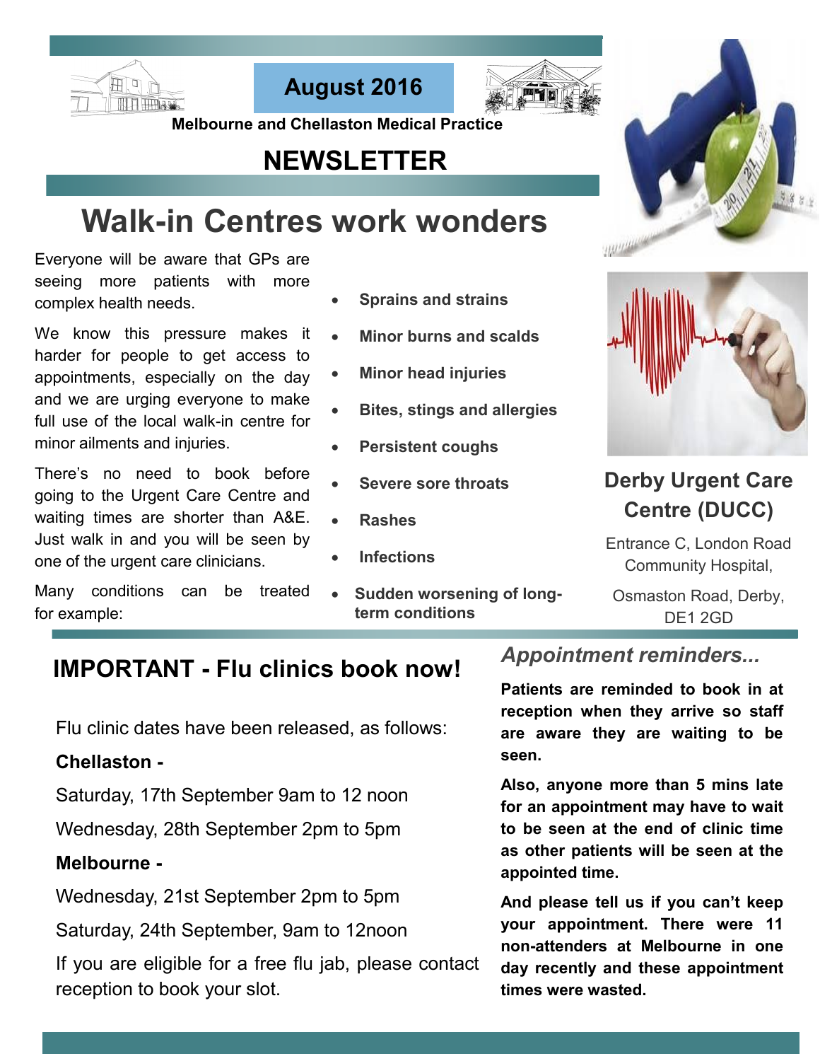**August 2016**

**Melbourne and Chellaston Medical Practice**

# NEWSLETTER

## Walk-in Centres work wonders

Everyone will be aware that GPs are seeing more patients with more complex health needs.

We know this pressure makes it harder for people to get access to appointments, especially on the day and we are urging everyone to make full use of the local walk-in centre for minor ailments and injuries.

There's no need to book before going to the Urgent Care Centre and waiting times are shorter than A&E. Just walk in and you will be seen by one of the urgent care clinicians.

Many conditions can be treated for example:

- **Sprains and strains**
- **Minor burns and scalds**
- **Minor head injuries**
- **Bites, stings and allergies**
- **Persistent coughs**
- **Severe sore throats**
- **Rashes**
- **Infections**
- **Sudden worsening of long-term conditions**

### Derby Urgent Care Centre (DUCC)

Entrance C, London Road Community Hospital,

Osmaston Road, Derby, DE1 2GD

## IMPORTANT - Flu clinics book now!

Flu clinic dates have been released, as follows:

**Chellaston -**

Saturday, 17th September 9am to 12 noon

Wednesday, 28th September 2pm to 5pm

**Melbourne -**

Wednesday, 21st September 2pm to 5pm

Saturday, 24th September, 9am to 12noon

If you are eligible for a free flu jab, please contact reception to book your slot.

### *Appointment reminders...*

**Patients are reminded to book in at reception when they arrive so staff are aware they are waiting to be seen.**

**Also, anyone more than 5 mins late for an appointment may have to wait to be seen at the end of clinic time as other patients will be seen at the appointed time.**

**And please tell us if you can't keep your appointment. There were 11 non-attenders at Melbourne in one day recently and these appointment times were wasted.**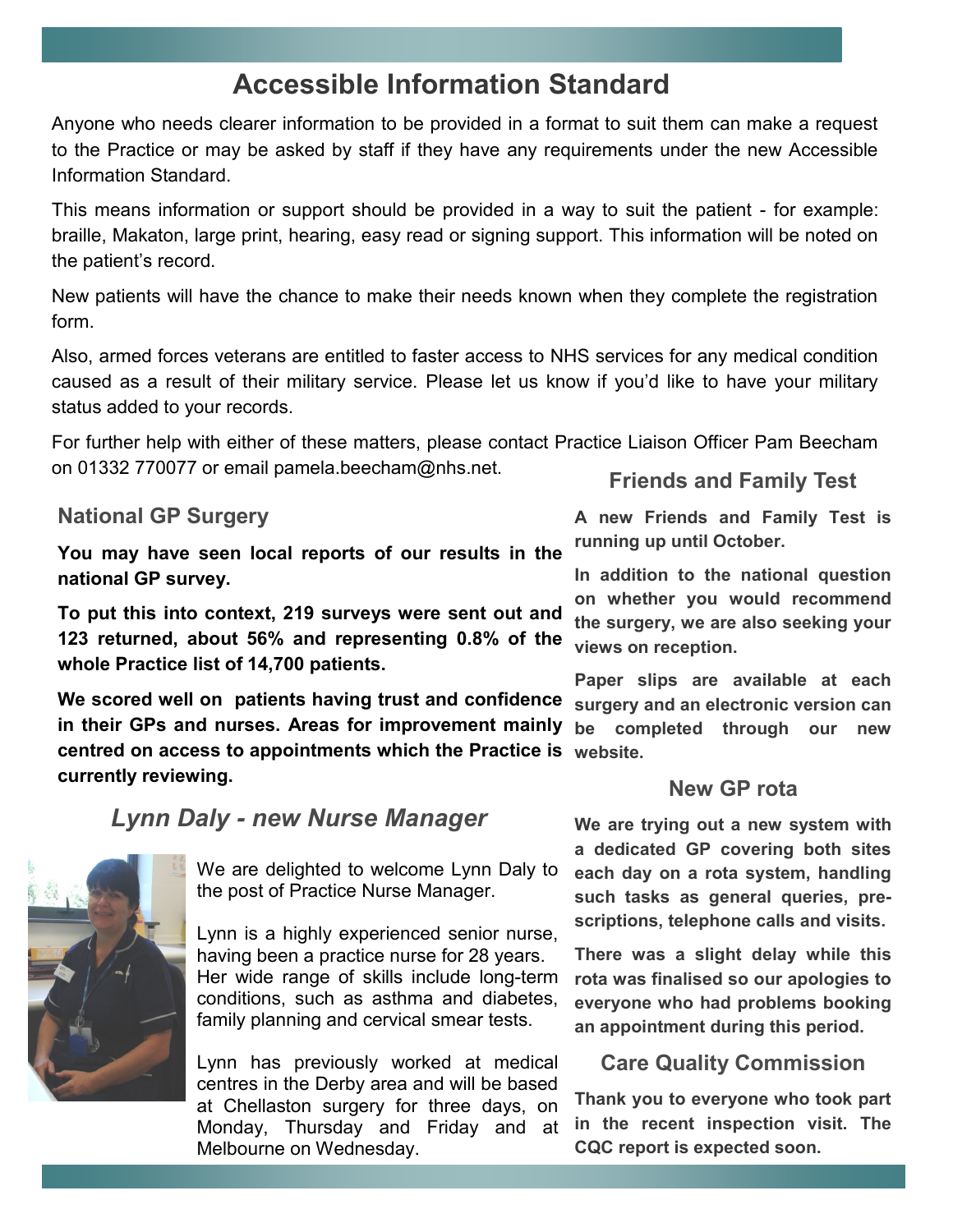# Accessible Information Standard

Anyone who needs clearer information to be provided in a format to suit them can make a request to the Practice or may be asked by staff if they have any requirements under the new Accessible Information Standard.

This means information or support should be provided in a way to suit the patient - for example: braille, Makaton, large print, hearing, easy read or signing support. This information will be noted on the patient's record.

New patients will have the chance to make their needs known when they complete the registration form.

Also, armed forces veterans are entitled to faster access to NHS services for any medical condition caused as a result of their military service. Please let us know if you'd like to have your military status added to your records.

For further help with either of these matters, please contact Practice Liaison Officer Pam Beecham on 01332 770077 or email pamela.beecham@nhs.net.

## National GP Surgery

**You may have seen local reports of our results in the national GP survey.**

**To put this into context, 219 surveys were sent out and 123 returned, about 56% and representing 0.8% of the whole Practice list of 14,700 patients.**

**We scored well on patients having trust and confidence in their GPs and nurses. Areas for improvement mainly centred on access to appointments which the Practice is currently reviewing.**

## *Lynn Daly - new Nurse Manager*

We are delighted to welcome Lynn Daly to the post of Practice Nurse Manager.

Lynn is a highly experienced senior nurse, having been a practice nurse for 28 years. Her wide range of skills include long-term conditions, such as asthma and diabetes, family planning and cervical smear tests.

Lynn has previously worked at medical centres in the Derby area and will be based at Chellaston surgery for three days, on Monday, Thursday and Friday and at Melbourne on Wednesday.

## Friends and Family Test

**A new Friends and Family Test is running up until October.**

**In addition to the national question on whether you would recommend the surgery, we are also seeking your views on reception.**

**Paper slips are available at each surgery and an electronic version can be completed through our new website.**

## New GP rota

**We are trying out a new system with a dedicated GP covering both sites each day on a rota system, handling such tasks as general queries, prescriptions, telephone calls and visits.**

**There was a slight delay while this rota was finalised so our apologies to everyone who had problems booking an appointment during this period.**

## Care Quality Commission

**Thank you to everyone who took part in the recent inspection visit. The CQC report is expected soon.**